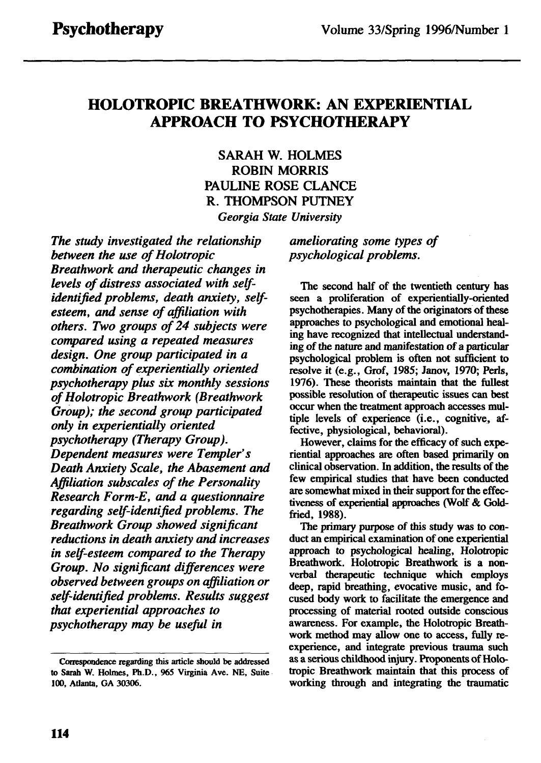# HOLOTROPIC BREATHWORK: AN EXPERIENTIAL APPROACH TO PSYCHOTHERAPY

SARAH W. HOLMES
ROBIN MORRIS
PAULINE ROSE CLANCE
R. THOMPSON PUTNEY

*Georgia State University*

*The study investigated the relationship between the use of Holotropic Breathwork and therapeutic changes in levels of distress associated with self-identified problems, death anxiety, self-esteem, and sense of affiliation with others. Two groups of 24 subjects were compared using a repeated measures design. One group participated in a combination of experientially oriented psychotherapy plus six monthly sessions of Holotropic Breathwork (Breathwork Group); the second group participated only in experientially oriented psychotherapy (Therapy Group). Dependent measures were Templer's Death Anxiety Scale, the Abasement and Affiliation subscales of the Personality Research Form-E, and a questionnaire regarding self-identified problems. The Breathwork Group showed significant reductions in death anxiety and increases in self-esteem compared to the Therapy Group. No significant differences were observed between groups on affiliation or self-identified problems. Results suggest that experiential approaches to psychotherapy may be useful in ameliorating some types of psychological problems.*

The second half of the twentieth century has seen a proliferation of experientially-oriented psychotherapies. Many of the originators of these approaches to psychological and emotional healing have recognized that intellectual understanding of the nature and manifestation of a particular psychological problem is often not sufficient to resolve it (e.g., Grof, 1985; Janov, 1970; Perls, 1976). These theorists maintain that the fullest possible resolution of therapeutic issues can best occur when the treatment approach accesses multiple levels of experience (i.e., cognitive, affective, physiological, behavioral).

However, claims for the efficacy of such experiential approaches are often based primarily on clinical observation. In addition, the results of the few empirical studies that have been conducted are somewhat mixed in their support for the effectiveness of experiential approaches (Wolf & Goldfried, 1988).

The primary purpose of this study was to conduct an empirical examination of one experiential approach to psychological healing, Holotropic Breathwork. Holotropic Breathwork is a nonverbal therapeutic technique which employs deep, rapid breathing, evocative music, and focused body work to facilitate the emergence and processing of material rooted outside conscious awareness. For example, the Holotropic Breathwork method may allow one to access, fully re-experience, and integrate previous trauma such as a serious childhood injury. Proponents of Holotropic Breathwork maintain that this process of working through and integrating the traumatic

---

Correspondence regarding this article should be addressed to Sarah W. Holmes, Ph.D., 965 Virginia Ave. NE, Suite 100, Atlanta, GA 30306.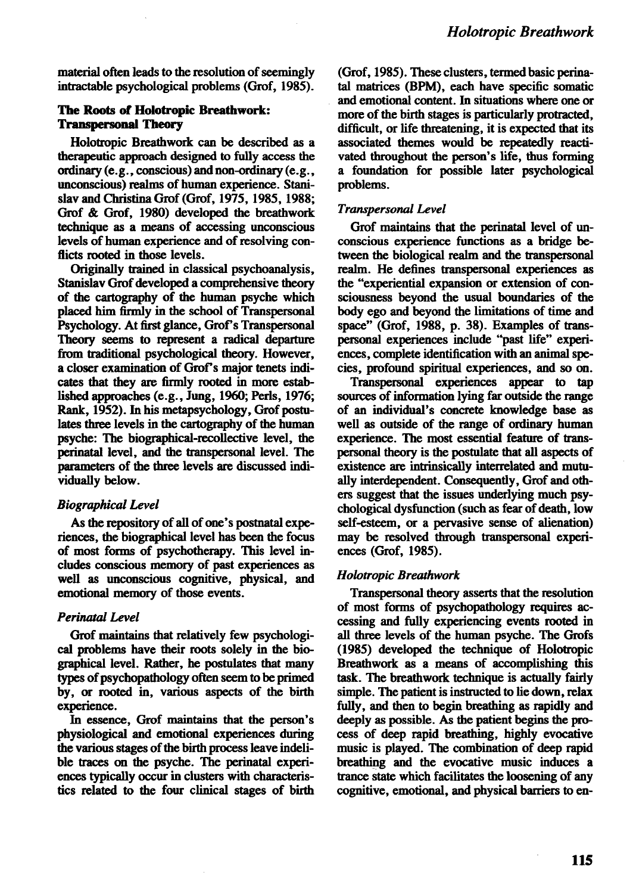material often leads to the resolution of seemingly intractable psychological problems (Grof, 1985).

## The Roots of Holotropic Breathwork: Transpersonal Theory

Holotropic Breathwork can be described as a therapeutic approach designed to fully access the ordinary (e.g., conscious) and non-ordinary (e.g., unconscious) realms of human experience. Stanislav and Christina Grof (Grof, 1975, 1985, 1988; Grof & Grof, 1980) developed the breathwork technique as a means of accessing unconscious levels of human experience and of resolving conflicts rooted in those levels.

Originally trained in classical psychoanalysis, Stanislav Grof developed a comprehensive theory of the cartography of the human psyche which placed him firmly in the school of Transpersonal Psychology. At first glance, Grof's Transpersonal Theory seems to represent a radical departure from traditional psychological theory. However, a closer examination of Grof's major tenets indicates that they are firmly rooted in more established approaches (e.g., Jung, 1960; Perls, 1976; Rank, 1952). In his metapsychology, Grof postulates three levels in the cartography of the human psyche: The biographical-recollective level, the perinatal level, and the transpersonal level. The parameters of the three levels are discussed individually below.

### *Biographical Level*

As the repository of all of one's postnatal experiences, the biographical level has been the focus of most forms of psychotherapy. This level includes conscious memory of past experiences as well as unconscious cognitive, physical, and emotional memory of those events.

### *Perinatal Level*

Grof maintains that relatively few psychological problems have their roots solely in the biographical level. Rather, he postulates that many types of psychopathology often seem to be primed by, or rooted in, various aspects of the birth experience.

In essence, Grof maintains that the person's physiological and emotional experiences during the various stages of the birth process leave indelible traces on the psyche. The perinatal experiences typically occur in clusters with characteristics related to the four clinical stages of birth (Grof, 1985). These clusters, termed basic perinatal matrices (BPM), each have specific somatic and emotional content. In situations where one or more of the birth stages is particularly protracted, difficult, or life threatening, it is expected that its associated themes would be repeatedly reactivated throughout the person's life, thus forming a foundation for possible later psychological problems.

### *Transpersonal Level*

Grof maintains that the perinatal level of unconscious experience functions as a bridge between the biological realm and the transpersonal realm. He defines transpersonal experiences as the "experiential expansion or extension of consciousness beyond the usual boundaries of the body ego and beyond the limitations of time and space" (Grof, 1988, p. 38). Examples of transpersonal experiences include "past life" experiences, complete identification with an animal species, profound spiritual experiences, and so on.

Transpersonal experiences appear to tap sources of information lying far outside the range of an individual's concrete knowledge base as well as outside of the range of ordinary human experience. The most essential feature of transpersonal theory is the postulate that all aspects of existence are intrinsically interrelated and mutually interdependent. Consequently, Grof and others suggest that the issues underlying much psychological dysfunction (such as fear of death, low self-esteem, or a pervasive sense of alienation) may be resolved through transpersonal experiences (Grof, 1985).

### *Holotropic Breathwork*

Transpersonal theory asserts that the resolution of most forms of psychopathology requires accessing and fully experiencing events rooted in all three levels of the human psyche. The Grofs (1985) developed the technique of Holotropic Breathwork as a means of accomplishing this task. The breathwork technique is actually fairly simple. The patient is instructed to lie down, relax fully, and then to begin breathing as rapidly and deeply as possible. As the patient begins the process of deep rapid breathing, highly evocative music is played. The combination of deep rapid breathing and the evocative music induces a trance state which facilitates the loosening of any cognitive, emotional, and physical barriers to en-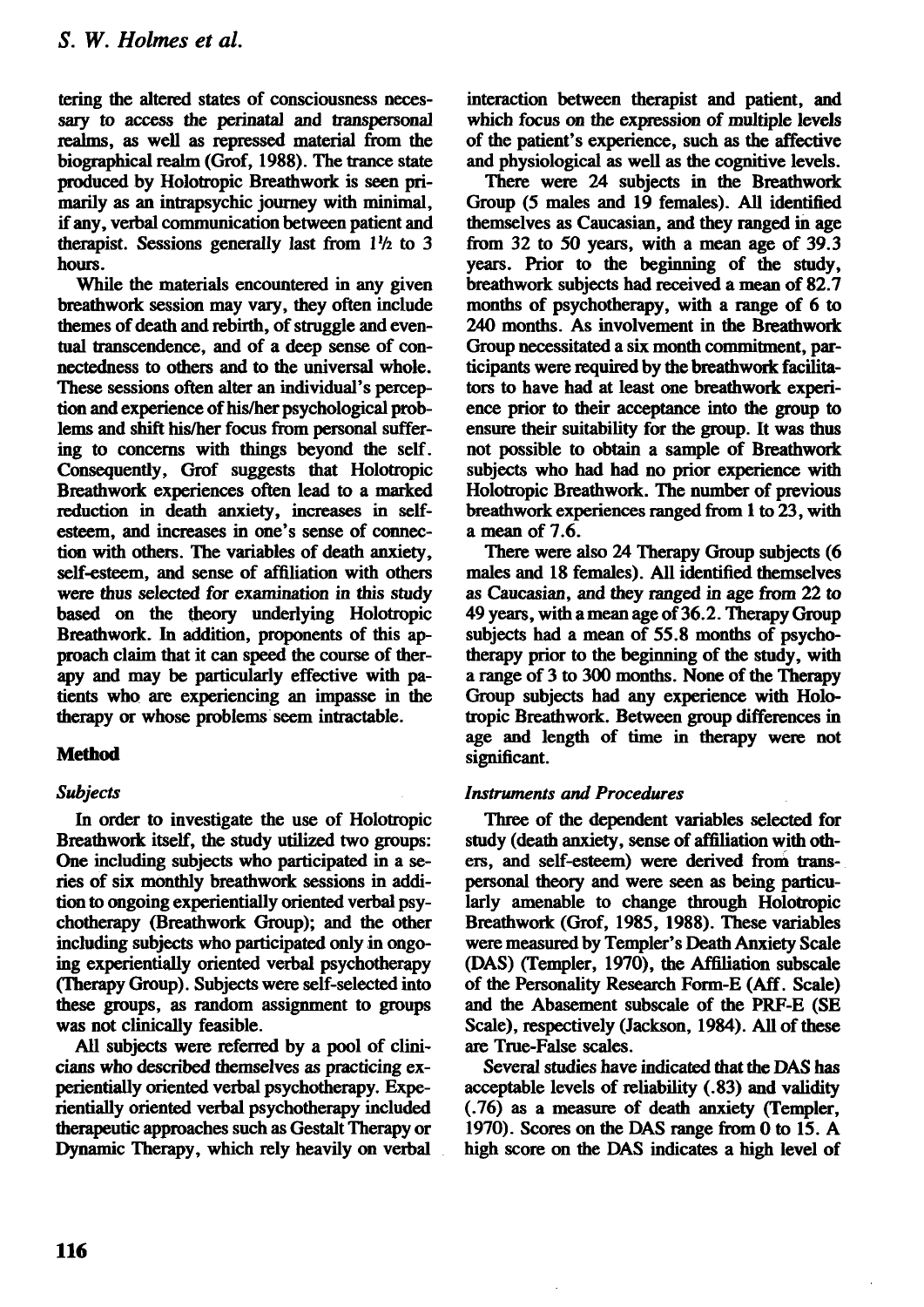tering the altered states of consciousness necessary to access the perinatal and transpersonal realms, as well as repressed material from the biographical realm (Grof, 1988). The trance state produced by Holotropic Breathwork is seen primarily as an intrapsychic journey with minimal, if any, verbal communication between patient and therapist. Sessions generally last from 1½ to 3 hours.

While the materials encountered in any given breathwork session may vary, they often include themes of death and rebirth, of struggle and eventual transcendence, and of a deep sense of connectedness to others and to the universal whole. These sessions often alter an individual's perception and experience of his/her psychological problems and shift his/her focus from personal suffering to concerns with things beyond the self. Consequently, Grof suggests that Holotropic Breathwork experiences often lead to a marked reduction in death anxiety, increases in self-esteem, and increases in one's sense of connection with others. The variables of death anxiety, self-esteem, and sense of affiliation with others were thus selected for examination in this study based on the theory underlying Holotropic Breathwork. In addition, proponents of this approach claim that it can speed the course of therapy and may be particularly effective with patients who are experiencing an impasse in the therapy or whose problems seem intractable.

## Method

### *Subjects*

In order to investigate the use of Holotropic Breathwork itself, the study utilized two groups: One including subjects who participated in a series of six monthly breathwork sessions in addition to ongoing experientially oriented verbal psychotherapy (Breathwork Group); and the other including subjects who participated only in ongoing experientially oriented verbal psychotherapy (Therapy Group). Subjects were self-selected into these groups, as random assignment to groups was not clinically feasible.

All subjects were referred by a pool of clinicians who described themselves as practicing experientially oriented verbal psychotherapy. Experientially oriented verbal psychotherapy included therapeutic approaches such as Gestalt Therapy or Dynamic Therapy, which rely heavily on verbal interaction between therapist and patient, and which focus on the expression of multiple levels of the patient's experience, such as the affective and physiological as well as the cognitive levels.

There were 24 subjects in the Breathwork Group (5 males and 19 females). All identified themselves as Caucasian, and they ranged in age from 32 to 50 years, with a mean age of 39.3 years. Prior to the beginning of the study, breathwork subjects had received a mean of 82.7 months of psychotherapy, with a range of 6 to 240 months. As involvement in the Breathwork Group necessitated a six month commitment, participants were required by the breathwork facilitators to have had at least one breathwork experience prior to their acceptance into the group to ensure their suitability for the group. It was thus not possible to obtain a sample of Breathwork subjects who had had no prior experience with Holotropic Breathwork. The number of previous breathwork experiences ranged from 1 to 23, with a mean of 7.6.

There were also 24 Therapy Group subjects (6 males and 18 females). All identified themselves as Caucasian, and they ranged in age from 22 to 49 years, with a mean age of 36.2. Therapy Group subjects had a mean of 55.8 months of psychotherapy prior to the beginning of the study, with a range of 3 to 300 months. None of the Therapy Group subjects had any experience with Holotropic Breathwork. Between group differences in age and length of time in therapy were not significant.

### *Instruments and Procedures*

Three of the dependent variables selected for study (death anxiety, sense of affiliation with others, and self-esteem) were derived from transpersonal theory and were seen as being particularly amenable to change through Holotropic Breathwork (Grof, 1985, 1988). These variables were measured by Templer's Death Anxiety Scale (DAS) (Templer, 1970), the Affiliation subscale of the Personality Research Form-E (Aff. Scale) and the Abasement subscale of the PRF-E (SE Scale), respectively (Jackson, 1984). All of these are True-False scales.

Several studies have indicated that the DAS has acceptable levels of reliability (.83) and validity (.76) as a measure of death anxiety (Templer, 1970). Scores on the DAS range from 0 to 15. A high score on the DAS indicates a high level of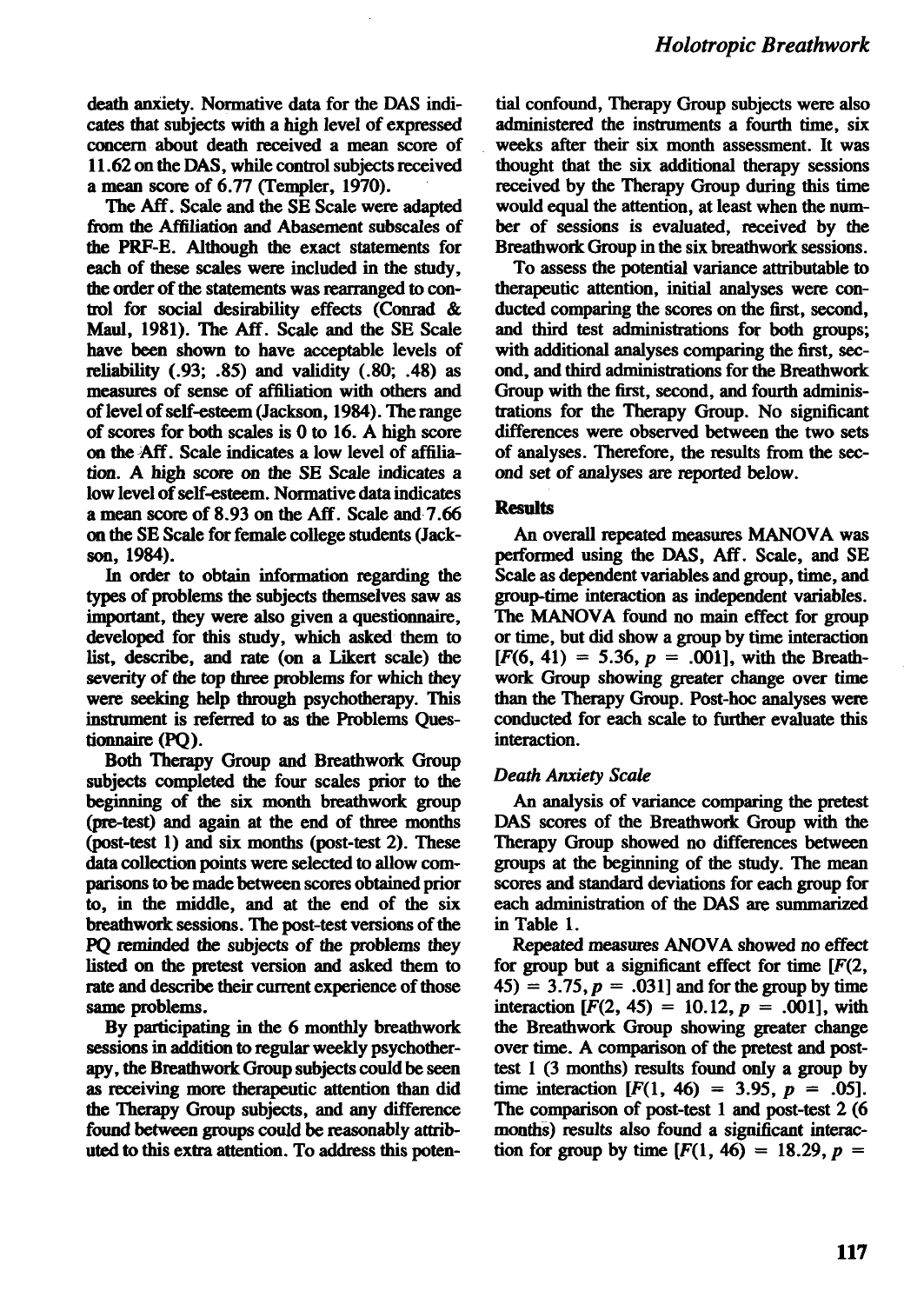death anxiety. Normative data for the DAS indicates that subjects with a high level of expressed concern about death received a mean score of 11.62 on the DAS, while control subjects received a mean score of 6.77 (Templer, 1970).

The Aff. Scale and the SE Scale were adapted from the Affiliation and Abasement subscales of the PRF-E. Although the exact statements for each of these scales were included in the study, the order of the statements was rearranged to control for social desirability effects (Conrad & Maul, 1981). The Aff. Scale and the SE Scale have been shown to have acceptable levels of reliability (.93; .85) and validity (.80; .48) as measures of sense of affiliation with others and of level of self-esteem (Jackson, 1984). The range of scores for both scales is 0 to 16. A high score on the Aff. Scale indicates a low level of affiliation. A high score on the SE Scale indicates a low level of self-esteem. Normative data indicates a mean score of 8.93 on the Aff. Scale and 7.66 on the SE Scale for female college students (Jackson, 1984).

In order to obtain information regarding the types of problems the subjects themselves saw as important, they were also given a questionnaire, developed for this study, which asked them to list, describe, and rate (on a Likert scale) the severity of the top three problems for which they were seeking help through psychotherapy. This instrument is referred to as the Problems Questionnaire (PQ).

Both Therapy Group and Breathwork Group subjects completed the four scales prior to the beginning of the six month breathwork group (pre-test) and again at the end of three months (post-test 1) and six months (post-test 2). These data collection points were selected to allow comparisons to be made between scores obtained prior to, in the middle, and at the end of the six breathwork sessions. The post-test versions of the PQ reminded the subjects of the problems they listed on the pretest version and asked them to rate and describe their current experience of those same problems.

By participating in the 6 monthly breathwork sessions in addition to regular weekly psychotherapy, the Breathwork Group subjects could be seen as receiving more therapeutic attention than did the Therapy Group subjects, and any difference found between groups could be reasonably attributed to this extra attention. To address this potential confound, Therapy Group subjects were also administered the instruments a fourth time, six weeks after their six month assessment. It was thought that the six additional therapy sessions received by the Therapy Group during this time would equal the attention, at least when the number of sessions is evaluated, received by the Breathwork Group in the six breathwork sessions.

To assess the potential variance attributable to therapeutic attention, initial analyses were conducted comparing the scores on the first, second, and third test administrations for both groups; with additional analyses comparing the first, second, and third administrations for the Breathwork Group with the first, second, and fourth administrations for the Therapy Group. No significant differences were observed between the two sets of analyses. Therefore, the results from the second set of analyses are reported below.

## Results

An overall repeated measures MANOVA was performed using the DAS, Aff. Scale, and SE Scale as dependent variables and group, time, and group-time interaction as independent variables. The MANOVA found no main effect for group or time, but did show a group by time interaction [$F(6, 41) = 5.36, p = .001$], with the Breathwork Group showing greater change over time than the Therapy Group. Post-hoc analyses were conducted for each scale to further evaluate this interaction.

### *Death Anxiety Scale*

An analysis of variance comparing the pretest DAS scores of the Breathwork Group with the Therapy Group showed no differences between groups at the beginning of the study. The mean scores and standard deviations for each group for each administration of the DAS are summarized in Table 1.

Repeated measures ANOVA showed no effect for group but a significant effect for time [$F(2, 45) = 3.75, p = .031$] and for the group by time interaction [$F(2, 45) = 10.12, p = .001$], with the Breathwork Group showing greater change over time. A comparison of the pretest and post-test 1 (3 months) results found only a group by time interaction [$F(1, 46) = 3.95, p = .05$]. The comparison of post-test 1 and post-test 2 (6 months) results also found a significant interaction for group by time [$F(1, 46) = 18.29, p =$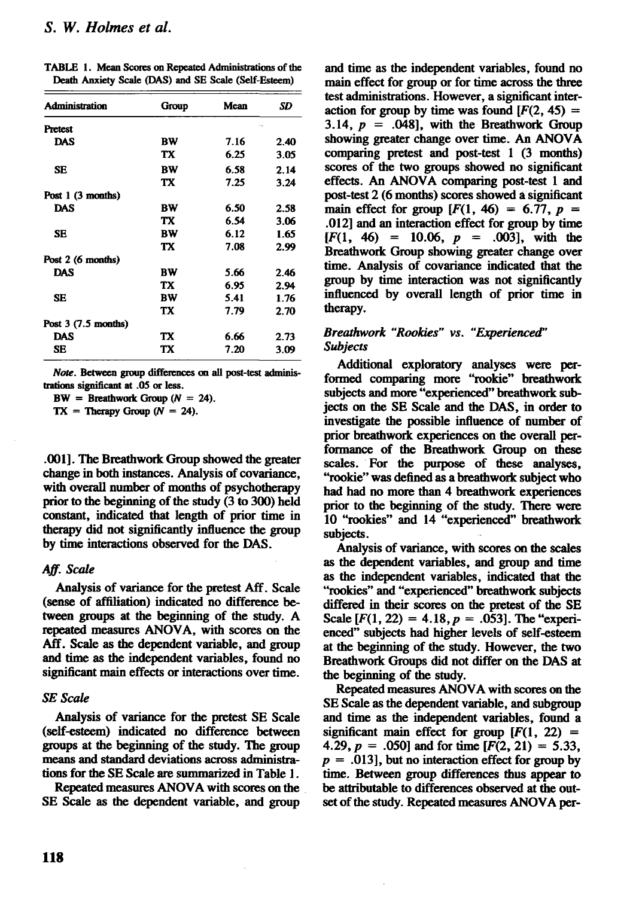TABLE 1. Mean Scores on Repeated Administrations of the Death Anxiety Scale (DAS) and SE Scale (Self-Esteem)

| Administration | Group | Mean | SD |
|---|---|---|---|
| Pretest | | | |
| DAS | BW | 7.16 | 2.40 |
| | TX | 6.25 | 3.05 |
| SE | BW | 6.58 | 2.14 |
| | TX | 7.25 | 3.24 |
| Post 1 (3 months) | | | |
| DAS | BW | 6.50 | 2.58 |
| | TX | 6.54 | 3.06 |
| SE | BW | 6.12 | 1.65 |
| | TX | 7.08 | 2.99 |
| Post 2 (6 months) | | | |
| DAS | BW | 5.66 | 2.46 |
| | TX | 6.95 | 2.94 |
| SE | BW | 5.41 | 1.76 |
| | TX | 7.79 | 2.70 |
| Post 3 (7.5 months) | | | |
| DAS | TX | 6.66 | 2.73 |
| SE | TX | 7.20 | 3.09 |

*Note.* Between group differences on all post-test administrations significant at .05 or less.
BW = Breathwork Group ($N$ = 24).
TX = Therapy Group ($N$ = 24).

.001]. The Breathwork Group showed the greater change in both instances. Analysis of covariance, with overall number of months of psychotherapy prior to the beginning of the study (3 to 300) held constant, indicated that length of prior time in therapy did not significantly influence the group by time interactions observed for the DAS.

### *Aff. Scale*

Analysis of variance for the pretest Aff. Scale (sense of affiliation) indicated no difference between groups at the beginning of the study. A repeated measures ANOVA, with scores on the Aff. Scale as the dependent variable, and group and time as the independent variables, found no significant main effects or interactions over time.

### *SE Scale*

Analysis of variance for the pretest SE Scale (self-esteem) indicated no difference between groups at the beginning of the study. The group means and standard deviations across administrations for the SE Scale are summarized in Table 1.

Repeated measures ANOVA with scores on the SE Scale as the dependent variable, and group and time as the independent variables, found no main effect for group or for time across the three test administrations. However, a significant interaction for group by time was found [$F(2, 45) = 3.14$, $p = .048$], with the Breathwork Group showing greater change over time. An ANOVA comparing pretest and post-test 1 (3 months) scores of the two groups showed no significant effects. An ANOVA comparing post-test 1 and post-test 2 (6 months) scores showed a significant main effect for group [$F(1, 46) = 6.77$, $p = .012$] and an interaction effect for group by time [$F(1, 46) = 10.06$, $p = .003$], with the Breathwork Group showing greater change over time. Analysis of covariance indicated that the group by time interaction was not significantly influenced by overall length of prior time in therapy.

### *Breathwork "Rookies" vs. "Experienced" Subjects*

Additional exploratory analyses were performed comparing more "rookie" breathwork subjects and more "experienced" breathwork subjects on the SE Scale and the DAS, in order to investigate the possible influence of number of prior breathwork experiences on the overall performance of the Breathwork Group on these scales. For the purpose of these analyses, "rookie" was defined as a breathwork subject who had had no more than 4 breathwork experiences prior to the beginning of the study. There were 10 "rookies" and 14 "experienced" breathwork subjects.

Analysis of variance, with scores on the scales as the dependent variables, and group and time as the independent variables, indicated that the "rookies" and "experienced" breathwork subjects differed in their scores on the pretest of the SE Scale [$F(1, 22) = 4.18$, $p = .053$]. The "experienced" subjects had higher levels of self-esteem at the beginning of the study. However, the two Breathwork Groups did not differ on the DAS at the beginning of the study.

Repeated measures ANOVA with scores on the SE Scale as the dependent variable, and subgroup and time as the independent variables, found a significant main effect for group [$F(1, 22) = 4.29$, $p = .050$] and for time [$F(2, 21) = 5.33$, $p = .013$], but no interaction effect for group by time. Between group differences thus appear to be attributable to differences observed at the outset of the study. Repeated measures ANOVA per-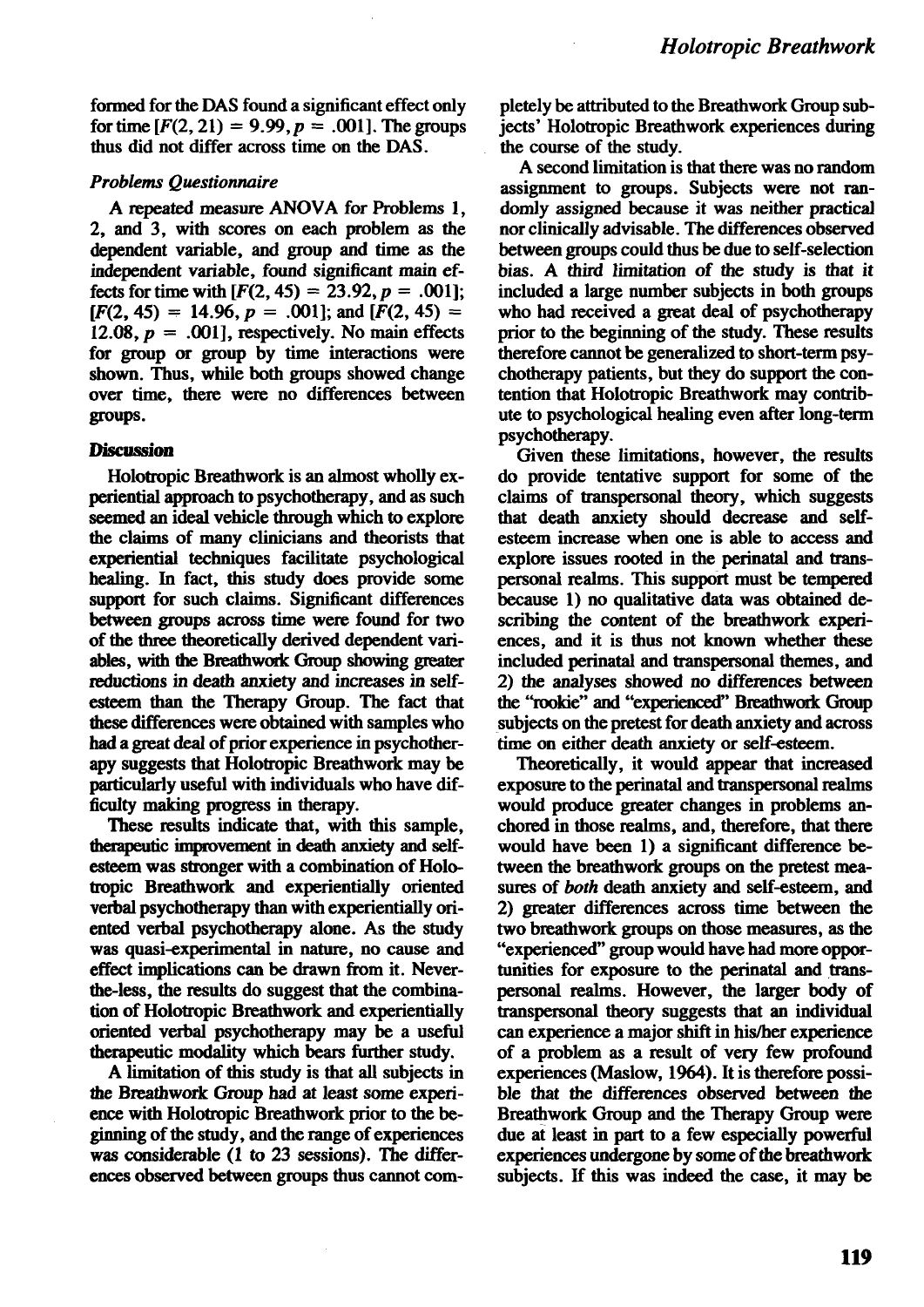formed for the DAS found a significant effect only for time [$F(2, 21) = 9.99, p = .001$]. The groups thus did not differ across time on the DAS.

### *Problems Questionnaire*

A repeated measure ANOVA for Problems 1, 2, and 3, with scores on each problem as the dependent variable, and group and time as the independent variable, found significant main effects for time with [$F(2, 45) = 23.92, p = .001$]; [$F(2, 45) = 14.96, p = .001$]; and [$F(2, 45) = 12.08, p = .001$], respectively. No main effects for group or group by time interactions were shown. Thus, while both groups showed change over time, there were no differences between groups.

## Discussion

Holotropic Breathwork is an almost wholly experiential approach to psychotherapy, and as such seemed an ideal vehicle through which to explore the claims of many clinicians and theorists that experiential techniques facilitate psychological healing. In fact, this study does provide some support for such claims. Significant differences between groups across time were found for two of the three theoretically derived dependent variables, with the Breathwork Group showing greater reductions in death anxiety and increases in self-esteem than the Therapy Group. The fact that these differences were obtained with samples who had a great deal of prior experience in psychotherapy suggests that Holotropic Breathwork may be particularly useful with individuals who have difficulty making progress in therapy.

These results indicate that, with this sample, therapeutic improvement in death anxiety and self-esteem was stronger with a combination of Holotropic Breathwork and experientially oriented verbal psychotherapy than with experientially oriented verbal psychotherapy alone. As the study was quasi-experimental in nature, no cause and effect implications can be drawn from it. Never-the-less, the results do suggest that the combination of Holotropic Breathwork and experientially oriented verbal psychotherapy may be a useful therapeutic modality which bears further study.

A limitation of this study is that all subjects in the Breathwork Group had at least some experience with Holotropic Breathwork prior to the beginning of the study, and the range of experiences was considerable (1 to 23 sessions). The differences observed between groups thus cannot completely be attributed to the Breathwork Group subjects' Holotropic Breathwork experiences during the course of the study.

A second limitation is that there was no random assignment to groups. Subjects were not randomly assigned because it was neither practical nor clinically advisable. The differences observed between groups could thus be due to self-selection bias. A third limitation of the study is that it included a large number subjects in both groups who had received a great deal of psychotherapy prior to the beginning of the study. These results therefore cannot be generalized to short-term psychotherapy patients, but they do support the contention that Holotropic Breathwork may contribute to psychological healing even after long-term psychotherapy.

Given these limitations, however, the results do provide tentative support for some of the claims of transpersonal theory, which suggests that death anxiety should decrease and self-esteem increase when one is able to access and explore issues rooted in the perinatal and transpersonal realms. This support must be tempered because 1) no qualitative data was obtained describing the content of the breathwork experiences, and it is thus not known whether these included perinatal and transpersonal themes, and 2) the analyses showed no differences between the "rookie" and "experienced" Breathwork Group subjects on the pretest for death anxiety and across time on either death anxiety or self-esteem.

Theoretically, it would appear that increased exposure to the perinatal and transpersonal realms would produce greater changes in problems anchored in those realms, and, therefore, that there would have been 1) a significant difference between the breathwork groups on the pretest measures of *both* death anxiety and self-esteem, and 2) greater differences across time between the two breathwork groups on those measures, as the "experienced" group would have had more opportunities for exposure to the perinatal and transpersonal realms. However, the larger body of transpersonal theory suggests that an individual can experience a major shift in his/her experience of a problem as a result of very few profound experiences (Maslow, 1964). It is therefore possible that the differences observed between the Breathwork Group and the Therapy Group were due at least in part to a few especially powerful experiences undergone by some of the breathwork subjects. If this was indeed the case, it may be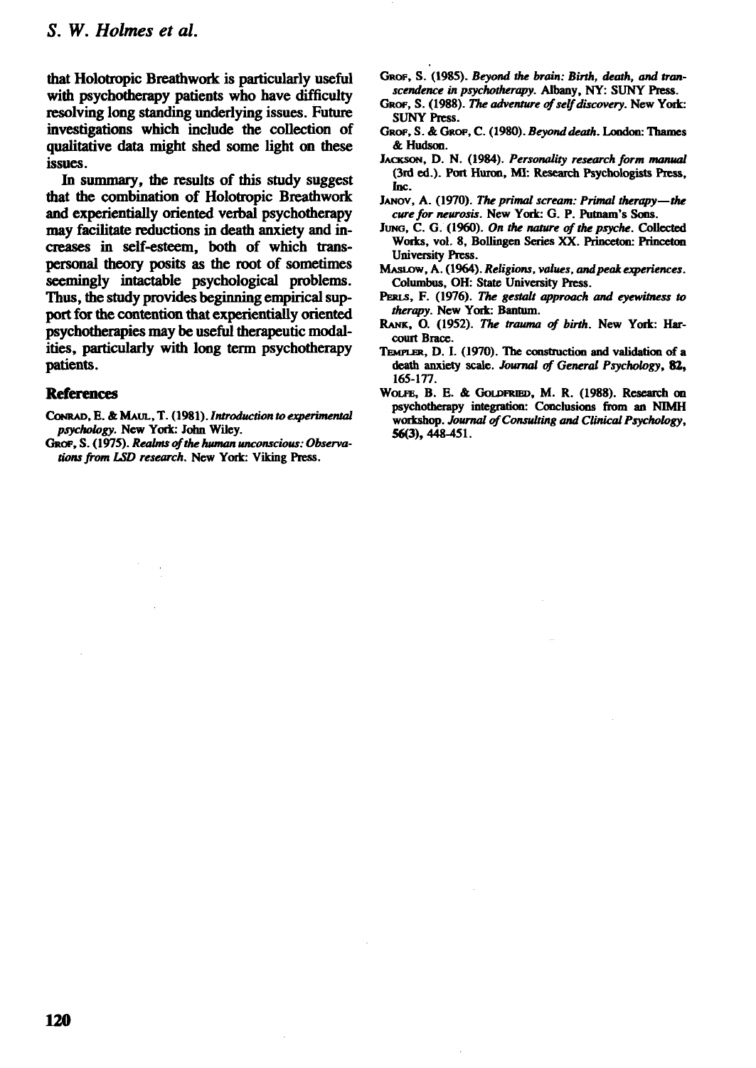that Holotropic Breathwork is particularly useful with psychotherapy patients who have difficulty resolving long standing underlying issues. Future investigations which include the collection of qualitative data might shed some light on these issues.

In summary, the results of this study suggest that the combination of Holotropic Breathwork and experientially oriented verbal psychotherapy may facilitate reductions in death anxiety and increases in self-esteem, both of which transpersonal theory posits as the root of sometimes seemingly intactable psychological problems. Thus, the study provides beginning empirical support for the contention that experientially oriented psychotherapies may be useful therapeutic modalities, particularly with long term psychotherapy patients.

## References

Conrad, E. & Maul, T. (1981). *Introduction to experimental psychology*. New York: John Wiley.

Grof, S. (1975). *Realms of the human unconscious: Observations from LSD research*. New York: Viking Press.

Grof, S. (1985). *Beyond the brain: Birth, death, and transcendence in psychotherapy*. Albany, NY: SUNY Press.

Grof, S. (1988). *The adventure of self discovery*. New York: SUNY Press.

Grof, S. & Grof, C. (1980). *Beyond death*. London: Thames & Hudson.

Jackson, D. N. (1984). *Personality research form manual* (3rd ed.). Port Huron, MI: Research Psychologists Press, Inc.

Janov, A. (1970). *The primal scream: Primal therapy—the cure for neurosis*. New York: G. P. Putnam's Sons.

Jung, C. G. (1960). *On the nature of the psyche*. Collected Works, vol. 8, Bollingen Series XX. Princeton: Princeton University Press.

Maslow, A. (1964). *Religions, values, and peak experiences*. Columbus, OH: State University Press.

Perls, F. (1976). *The gestalt approach and eyewitness to therapy*. New York: Bantum.

Rank, O. (1952). *The trauma of birth*. New York: Harcourt Brace.

Templer, D. I. (1970). The construction and validation of a death anxiety scale. *Journal of General Psychology*, **82**, 165-177.

Wolfe, B. E. & Goldfried, M. R. (1988). Research on psychotherapy integration: Conclusions from an NIMH workshop. *Journal of Consulting and Clinical Psychology*, **56(3)**, 448-451.